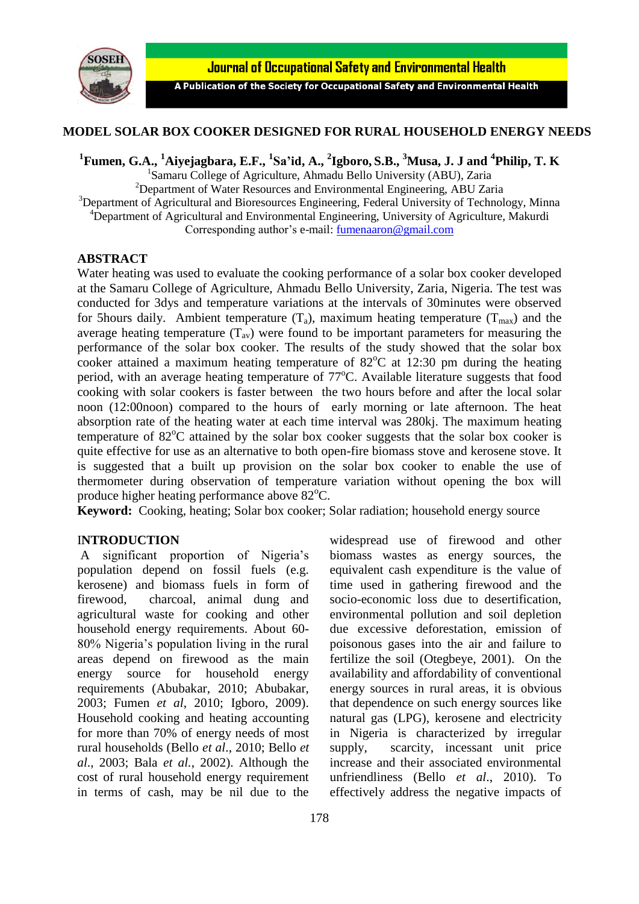# MODEL SOLAR BOX COOKER DESIGNED FOR RURAL HOUSEHOLD ENERGY NEEDS

**[1]Fumen, G.A., [1]Aiyejagbara, E.F., [1]Sa'id, A., [2]Igboro, S.B., [3]Musa, J. J and [4]Philip, T. K**

[1]Samaru College of Agriculture, Ahmadu Bello University (ABU), Zaria
[2]Department of Water Resources and Environmental Engineering, ABU Zaria
[3]Department of Agricultural and Bioresources Engineering, Federal University of Technology, Minna
[4]Department of Agricultural and Environmental Engineering, University of Agriculture, Makurdi
Corresponding author's e-mail: fumenaaron@gmail.com

## ABSTRACT

Water heating was used to evaluate the cooking performance of a solar box cooker developed at the Samaru College of Agriculture, Ahmadu Bello University, Zaria, Nigeria. The test was conducted for 3dys and temperature variations at the intervals of 30minutes were observed for 5hours daily. Ambient temperature ($T_a$), maximum heating temperature ($T_{max}$) and the average heating temperature ($T_{av}$) were found to be important parameters for measuring the performance of the solar box cooker. The results of the study showed that the solar box cooker attained a maximum heating temperature of 82$^o$C at 12:30 pm during the heating period, with an average heating temperature of 77$^o$C. Available literature suggests that food cooking with solar cookers is faster between the two hours before and after the local solar noon (12:00noon) compared to the hours of early morning or late afternoon. The heat absorption rate of the heating water at each time interval was 280kj. The maximum heating temperature of 82$^o$C attained by the solar box cooker suggests that the solar box cooker is quite effective for use as an alternative to both open-fire biomass stove and kerosene stove. It is suggested that a built up provision on the solar box cooker to enable the use of thermometer during observation of temperature variation without opening the box will produce higher heating performance above 82$^o$C.

**Keyword:** Cooking, heating; Solar box cooker; Solar radiation; household energy source

## INTRODUCTION

A significant proportion of Nigeria's population depend on fossil fuels (e.g. kerosene) and biomass fuels in form of firewood, charcoal, animal dung and agricultural waste for cooking and other household energy requirements. About 60-80% Nigeria's population living in the rural areas depend on firewood as the main energy source for household energy requirements (Abubakar, 2010; Abubakar, 2003; Fumen *et al*, 2010; Igboro, 2009). Household cooking and heating accounting for more than 70% of energy needs of most rural households (Bello *et al*., 2010; Bello *et al*., 2003; Bala *et al.*, 2002). Although the cost of rural household energy requirement in terms of cash, may be nil due to the widespread use of firewood and other biomass wastes as energy sources, the equivalent cash expenditure is the value of time used in gathering firewood and the socio-economic loss due to desertification, environmental pollution and soil depletion due excessive deforestation, emission of poisonous gases into the air and failure to fertilize the soil (Otegbeye, 2001). On the availability and affordability of conventional energy sources in rural areas, it is obvious that dependence on such energy sources like natural gas (LPG), kerosene and electricity in Nigeria is characterized by irregular supply, scarcity, incessant unit price increase and their associated environmental unfriendliness (Bello *et al*., 2010). To effectively address the negative impacts of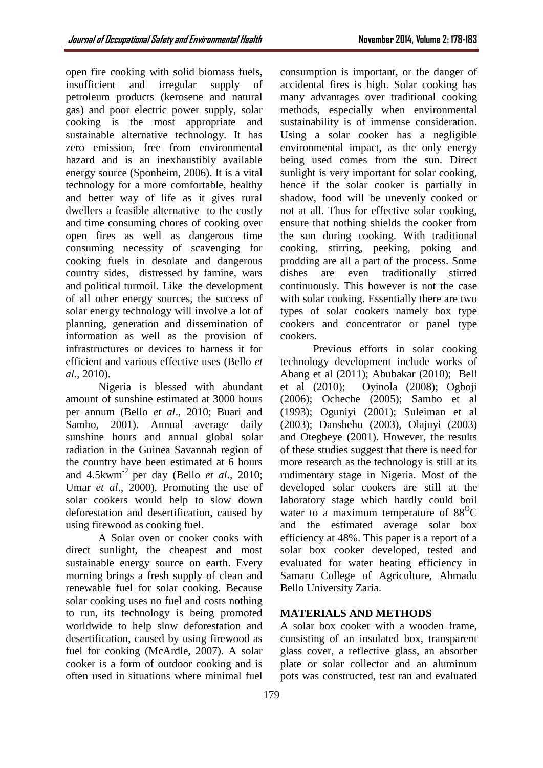open fire cooking with solid biomass fuels, insufficient and irregular supply of petroleum products (kerosene and natural gas) and poor electric power supply, solar cooking is the most appropriate and sustainable alternative technology. It has zero emission, free from environmental hazard and is an inexhaustibly available energy source (Sponheim, 2006). It is a vital technology for a more comfortable, healthy and better way of life as it gives rural dwellers a feasible alternative to the costly and time consuming chores of cooking over open fires as well as dangerous time consuming necessity of scavenging for cooking fuels in desolate and dangerous country sides, distressed by famine, wars and political turmoil. Like the development of all other energy sources, the success of solar energy technology will involve a lot of planning, generation and dissemination of information as well as the provision of infrastructures or devices to harness it for efficient and various effective uses (Bello *et al*., 2010).

Nigeria is blessed with abundant amount of sunshine estimated at 3000 hours per annum (Bello *et al*., 2010; Buari and Sambo, 2001). Annual average daily sunshine hours and annual global solar radiation in the Guinea Savannah region of the country have been estimated at 6 hours and 4.5kwm$^{-2}$ per day (Bello *et al*., 2010; Umar *et al*., 2000). Promoting the use of solar cookers would help to slow down deforestation and desertification, caused by using firewood as cooking fuel.

A Solar oven or cooker cooks with direct sunlight, the cheapest and most sustainable energy source on earth. Every morning brings a fresh supply of clean and renewable fuel for solar cooking. Because solar cooking uses no fuel and costs nothing to run, its technology is being promoted worldwide to help slow deforestation and desertification, caused by using firewood as fuel for cooking (McArdle, 2007). A solar cooker is a form of outdoor cooking and is often used in situations where minimal fuel consumption is important, or the danger of accidental fires is high. Solar cooking has many advantages over traditional cooking methods, especially when environmental sustainability is of immense consideration. Using a solar cooker has a negligible environmental impact, as the only energy being used comes from the sun. Direct sunlight is very important for solar cooking, hence if the solar cooker is partially in shadow, food will be unevenly cooked or not at all. Thus for effective solar cooking, ensure that nothing shields the cooker from the sun during cooking. With traditional cooking, stirring, peeking, poking and prodding are all a part of the process. Some dishes are even traditionally stirred continuously. This however is not the case with solar cooking. Essentially there are two types of solar cookers namely box type cookers and concentrator or panel type cookers.

Previous efforts in solar cooking technology development include works of Abang et al (2011); Abubakar (2010); Bell et al (2010); Oyinola (2008); Ogboji (2006); Ocheche (2005); Sambo et al (1993); Oguniyi (2001); Suleiman et al (2003); Danshehu (2003), Olajuyi (2003) and Otegbeye (2001). However, the results of these studies suggest that there is need for more research as the technology is still at its rudimentary stage in Nigeria. Most of the developed solar cookers are still at the laboratory stage which hardly could boil water to a maximum temperature of 88$^{O}$C and the estimated average solar box efficiency at 48%. This paper is a report of a solar box cooker developed, tested and evaluated for water heating efficiency in Samaru College of Agriculture, Ahmadu Bello University Zaria.

## MATERIALS AND METHODS

A solar box cooker with a wooden frame, consisting of an insulated box, transparent glass cover, a reflective glass, an absorber plate or solar collector and an aluminum pots was constructed, test ran and evaluated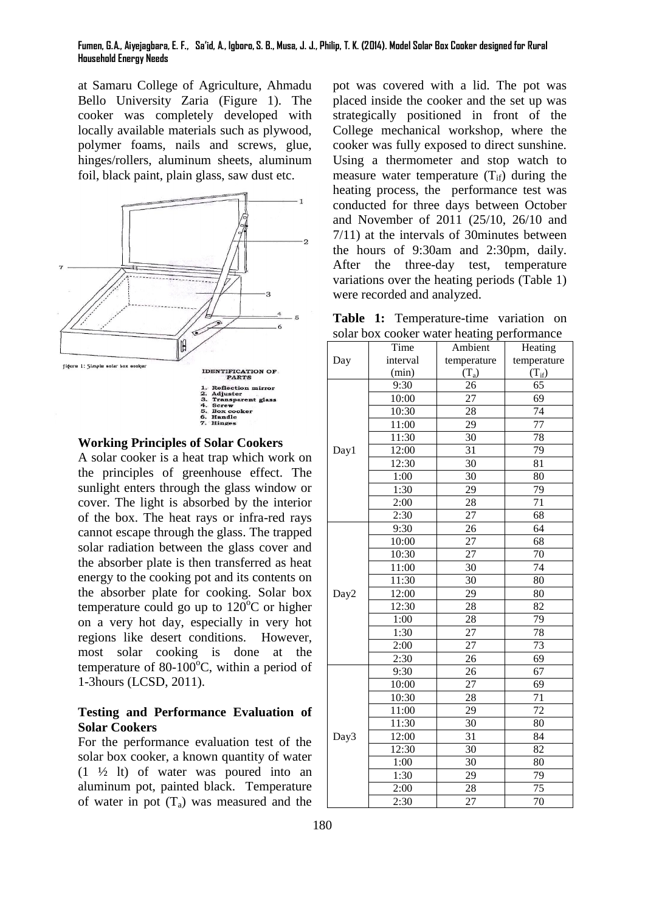at Samaru College of Agriculture, Ahmadu Bello University Zaria (Figure 1). The cooker was completely developed with locally available materials such as plywood, polymer foams, nails and screws, glue, hinges/rollers, aluminum sheets, aluminum foil, black paint, plain glass, saw dust etc.

figure 1: Simple solar box cooker

**IDENTIFICATION OF PARTS**

1. Reflection mirror
2. Adjuster
3. Transparent glass
4. Screw
5. Box cooker
6. Handle
7. Hinges

### Working Principles of Solar Cookers

A solar cooker is a heat trap which work on the principles of greenhouse effect. The sunlight enters through the glass window or cover. The light is absorbed by the interior of the box. The heat rays or infra-red rays cannot escape through the glass. The trapped solar radiation between the glass cover and the absorber plate is then transferred as heat energy to the cooking pot and its contents on the absorber plate for cooking. Solar box temperature could go up to 120°C or higher on a very hot day, especially in very hot regions like desert conditions. However, most solar cooking is done at the temperature of 80-100°C, within a period of 1-3hours (LCSD, 2011).

### Testing and Performance Evaluation of Solar Cookers

For the performance evaluation test of the solar box cooker, a known quantity of water (1 ½ lt) of water was poured into an aluminum pot, painted black. Temperature of water in pot ($T_a$) was measured and the pot was covered with a lid. The pot was placed inside the cooker and the set up was strategically positioned in front of the College mechanical workshop, where the cooker was fully exposed to direct sunshine. Using a thermometer and stop watch to measure water temperature ($T_{if}$) during the heating process, the performance test was conducted for three days between October and November of 2011 (25/10, 26/10 and 7/11) at the intervals of 30minutes between the hours of 9:30am and 2:30pm, daily. After the three-day test, temperature variations over the heating periods (Table 1) were recorded and analyzed.

**Table 1:** Temperature-time variation on solar box cooker water heating performance

| Day | Time interval (min) | Ambient temperature ($T_a$) | Heating temperature ($T_{if}$) |
|---|---|---|---|
| Day1 | 9:30 | 26 | 65 |
| | 10:00 | 27 | 69 |
| | 10:30 | 28 | 74 |
| | 11:00 | 29 | 77 |
| | 11:30 | 30 | 78 |
| | 12:00 | 31 | 79 |
| | 12:30 | 30 | 81 |
| | 1:00 | 30 | 80 |
| | 1:30 | 29 | 79 |
| | 2:00 | 28 | 71 |
| | 2:30 | 27 | 68 |
| Day2 | 9:30 | 26 | 64 |
| | 10:00 | 27 | 68 |
| | 10:30 | 27 | 70 |
| | 11:00 | 30 | 74 |
| | 11:30 | 30 | 80 |
| | 12:00 | 29 | 80 |
| | 12:30 | 28 | 82 |
| | 1:00 | 28 | 79 |
| | 1:30 | 27 | 78 |
| | 2:00 | 27 | 73 |
| | 2:30 | 26 | 69 |
| Day3 | 9:30 | 26 | 67 |
| | 10:00 | 27 | 69 |
| | 10:30 | 28 | 71 |
| | 11:00 | 29 | 72 |
| | 11:30 | 30 | 80 |
| | 12:00 | 31 | 84 |
| | 12:30 | 30 | 82 |
| | 1:00 | 30 | 80 |
| | 1:30 | 29 | 79 |
| | 2:00 | 28 | 75 |
| | 2:30 | 27 | 70 |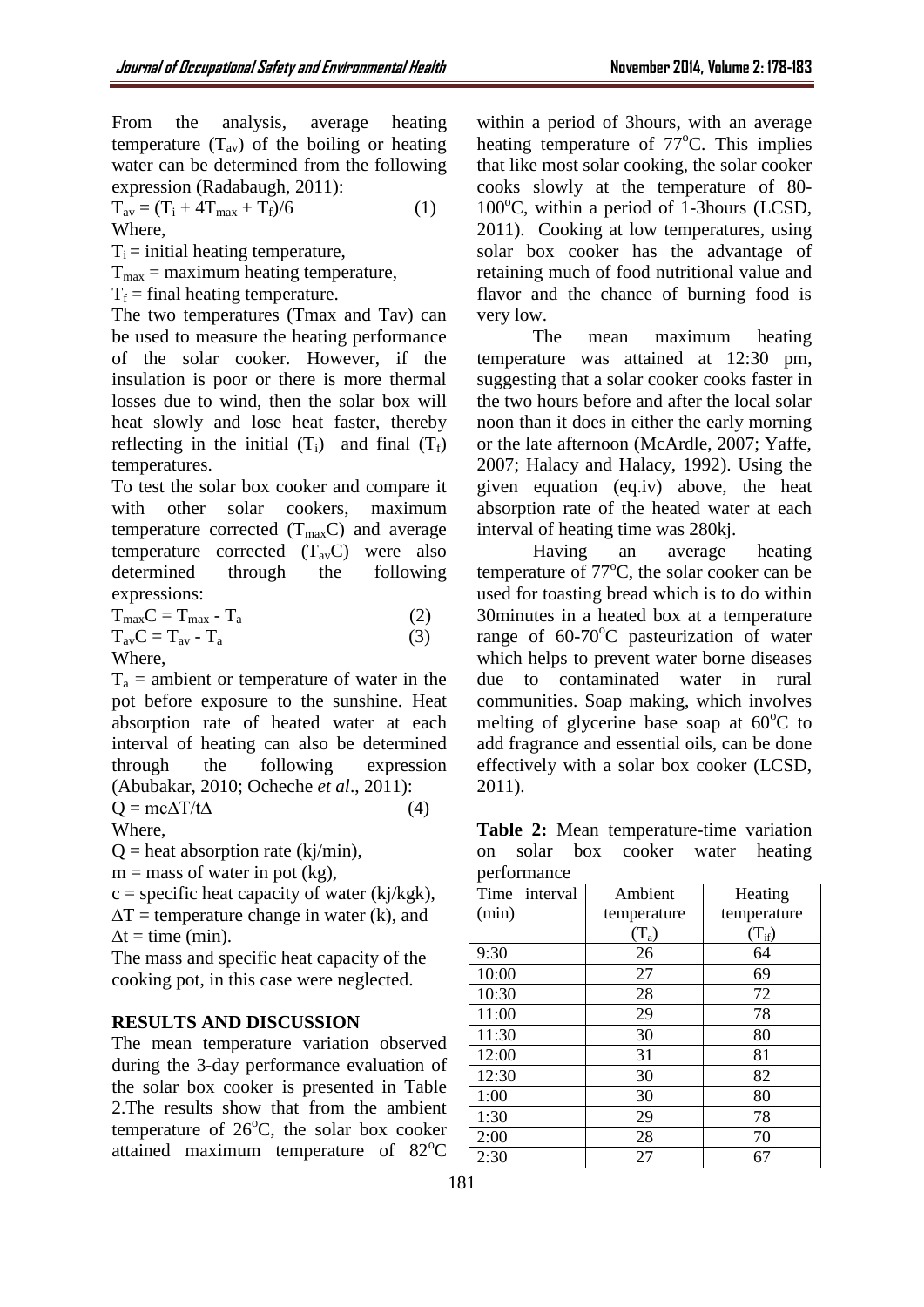From the analysis, average heating temperature ($T_{av}$) of the boiling or heating water can be determined from the following expression (Radabaugh, 2011):

$$T_{av} = (T_i + 4T_{max} + T_f)/6 \quad (1)$$

Where,

$T_i$ = initial heating temperature,

$T_{max}$ = maximum heating temperature,

$T_f$ = final heating temperature.

The two temperatures (Tmax and Tav) can be used to measure the heating performance of the solar cooker. However, if the insulation is poor or there is more thermal losses due to wind, then the solar box will heat slowly and lose heat faster, thereby reflecting in the initial ($T_i$) and final ($T_f$) temperatures.

To test the solar box cooker and compare it with other solar cookers, maximum temperature corrected ($T_{max}C$) and average temperature corrected ($T_{av}C$) were also determined through the following expressions:

$$T_{max}C = T_{max} - T_a \quad (2)$$

$$T_{av}C = T_{av} - T_a \quad (3)$$

Where,

$T_a$ = ambient or temperature of water in the pot before exposure to the sunshine. Heat absorption rate of heated water at each interval of heating can also be determined through the following expression (Abubakar, 2010; Ocheche *et al*., 2011):

$$Q = mc\Delta T/t\Delta \quad (4)$$

Where,

$Q$ = heat absorption rate (kj/min),

$m$ = mass of water in pot (kg),

$c$ = specific heat capacity of water (kj/kgk),

$\Delta T$ = temperature change in water (k), and

$\Delta t$ = time (min).

The mass and specific heat capacity of the cooking pot, in this case were neglected.

## RESULTS AND DISCUSSION

The mean temperature variation observed during the 3-day performance evaluation of the solar box cooker is presented in Table 2.The results show that from the ambient temperature of 26°C, the solar box cooker attained maximum temperature of 82°C within a period of 3hours, with an average heating temperature of 77°C. This implies that like most solar cooking, the solar cooker cooks slowly at the temperature of 80-100°C, within a period of 1-3hours (LCSD, 2011). Cooking at low temperatures, using solar box cooker has the advantage of retaining much of food nutritional value and flavor and the chance of burning food is very low.

The mean maximum heating temperature was attained at 12:30 pm, suggesting that a solar cooker cooks faster in the two hours before and after the local solar noon than it does in either the early morning or the late afternoon (McArdle, 2007; Yaffe, 2007; Halacy and Halacy, 1992). Using the given equation (eq.iv) above, the heat absorption rate of the heated water at each interval of heating time was 280kj.

Having an average heating temperature of 77°C, the solar cooker can be used for toasting bread which is to do within 30minutes in a heated box at a temperature range of 60-70°C pasteurization of water which helps to prevent water borne diseases due to contaminated water in rural communities. Soap making, which involves melting of glycerine base soap at 60°C to add fragrance and essential oils, can be done effectively with a solar box cooker (LCSD, 2011).

**Table 2:** Mean temperature-time variation on solar box cooker water heating performance

| Time interval (min) | Ambient temperature ($T_a$) | Heating temperature ($T_{if}$) |
|---|---|---|
| 9:30 | 26 | 64 |
| 10:00 | 27 | 69 |
| 10:30 | 28 | 72 |
| 11:00 | 29 | 78 |
| 11:30 | 30 | 80 |
| 12:00 | 31 | 81 |
| 12:30 | 30 | 82 |
| 1:00 | 30 | 80 |
| 1:30 | 29 | 78 |
| 2:00 | 28 | 70 |
| 2:30 | 27 | 67 |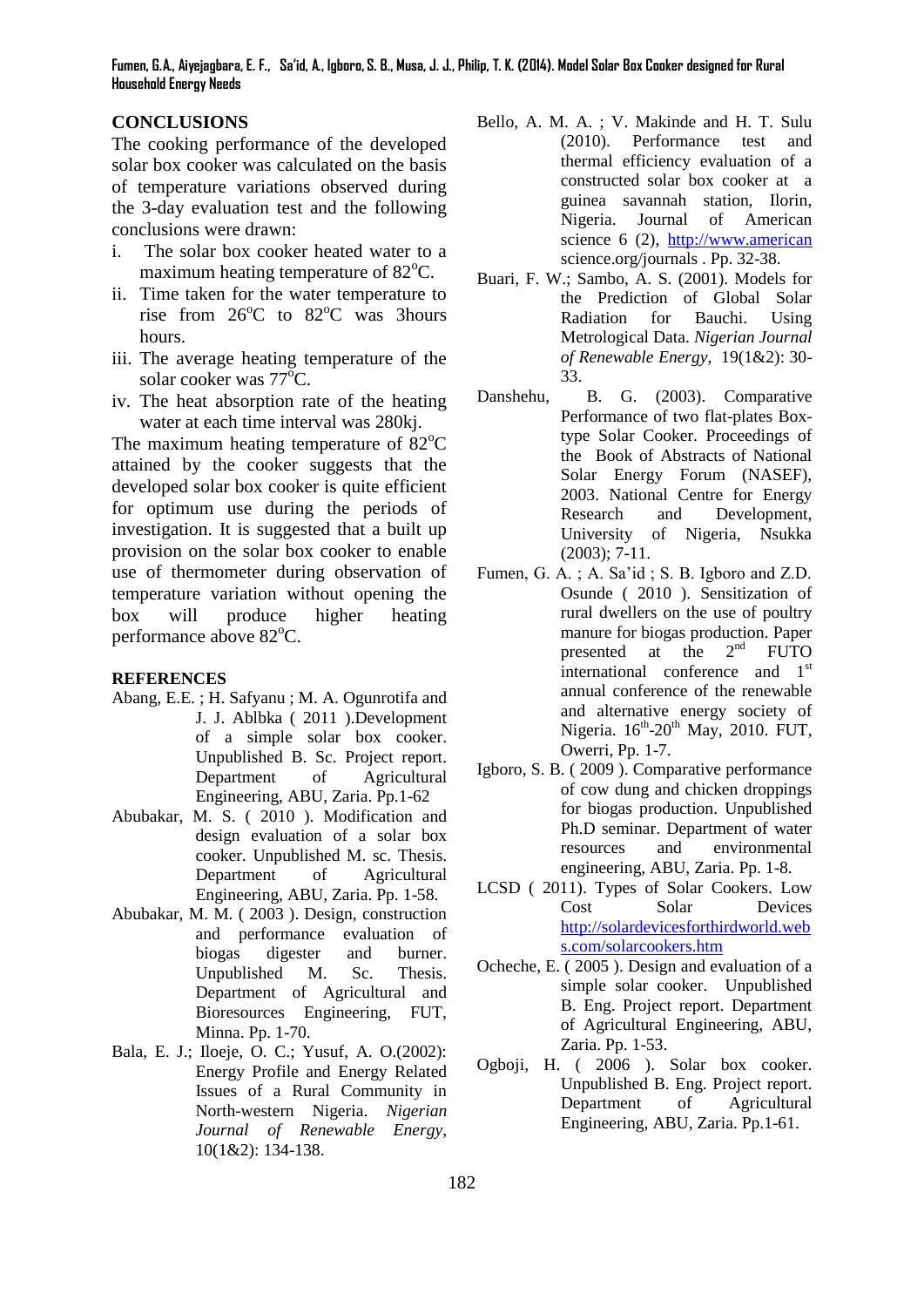## CONCLUSIONS

The cooking performance of the developed solar box cooker was calculated on the basis of temperature variations observed during the 3-day evaluation test and the following conclusions were drawn:

i. The solar box cooker heated water to a maximum heating temperature of 82°C.
ii. Time taken for the water temperature to rise from 26°C to 82°C was 3hours hours.
iii. The average heating temperature of the solar cooker was 77°C.
iv. The heat absorption rate of the heating water at each time interval was 280kj.

The maximum heating temperature of 82°C attained by the cooker suggests that the developed solar box cooker is quite efficient for optimum use during the periods of investigation. It is suggested that a built up provision on the solar box cooker to enable use of thermometer during observation of temperature variation without opening the box will produce higher heating performance above 82°C.

## REFERENCES

Abang, E.E. ; H. Safyanu ; M. A. Ogunrotifa and J. J. Ablbka ( 2011 ).Development of a simple solar box cooker. Unpublished B. Sc. Project report. Department of Agricultural Engineering, ABU, Zaria. Pp.1-62

Abubakar, M. S. ( 2010 ). Modification and design evaluation of a solar box cooker. Unpublished M. sc. Thesis. Department of Agricultural Engineering, ABU, Zaria. Pp. 1-58.

Abubakar, M. M. ( 2003 ). Design, construction and performance evaluation of biogas digester and burner. Unpublished M. Sc. Thesis. Department of Agricultural and Bioresources Engineering, FUT, Minna. Pp. 1-70.

Bala, E. J.; Iloeje, O. C.; Yusuf, A. O.(2002): Energy Profile and Energy Related Issues of a Rural Community in North-western Nigeria. *Nigerian Journal of Renewable Energy*, 10(1&2): 134-138.

Bello, A. M. A. ; V. Makinde and H. T. Sulu (2010). Performance test and thermal efficiency evaluation of a constructed solar box cooker at a guinea savannah station, Ilorin, Nigeria. Journal of American science 6 (2), http://www.americanscience.org/journals . Pp. 32-38.

Buari, F. W.; Sambo, A. S. (2001). Models for the Prediction of Global Solar Radiation for Bauchi. Using Metrological Data. *Nigerian Journal of Renewable Energy*, 19(1&2): 30-33.

Danshehu, B. G. (2003). Comparative Performance of two flat-plates Box-type Solar Cooker. Proceedings of the Book of Abstracts of National Solar Energy Forum (NASEF), 2003. National Centre for Energy Research and Development, University of Nigeria, Nsukka (2003); 7-11.

Fumen, G. A. ; A. Sa'id ; S. B. Igboro and Z.D. Osunde ( 2010 ). Sensitization of rural dwellers on the use of poultry manure for biogas production. Paper presented at the 2nd FUTO international conference and 1st annual conference of the renewable and alternative energy society of Nigeria. 16th-20th May, 2010. FUT, Owerri, Pp. 1-7.

Igboro, S. B. ( 2009 ). Comparative performance of cow dung and chicken droppings for biogas production. Unpublished Ph.D seminar. Department of water resources and environmental engineering, ABU, Zaria. Pp. 1-8.

LCSD ( 2011). Types of Solar Cookers. Low Cost Solar Devices http://solardevicesforthirdworld.webs.com/solarcookers.htm

Ocheche, E. ( 2005 ). Design and evaluation of a simple solar cooker. Unpublished B. Eng. Project report. Department of Agricultural Engineering, ABU, Zaria. Pp. 1-53.

Ogboji, H. ( 2006 ). Solar box cooker. Unpublished B. Eng. Project report. Department of Agricultural Engineering, ABU, Zaria. Pp.1-61.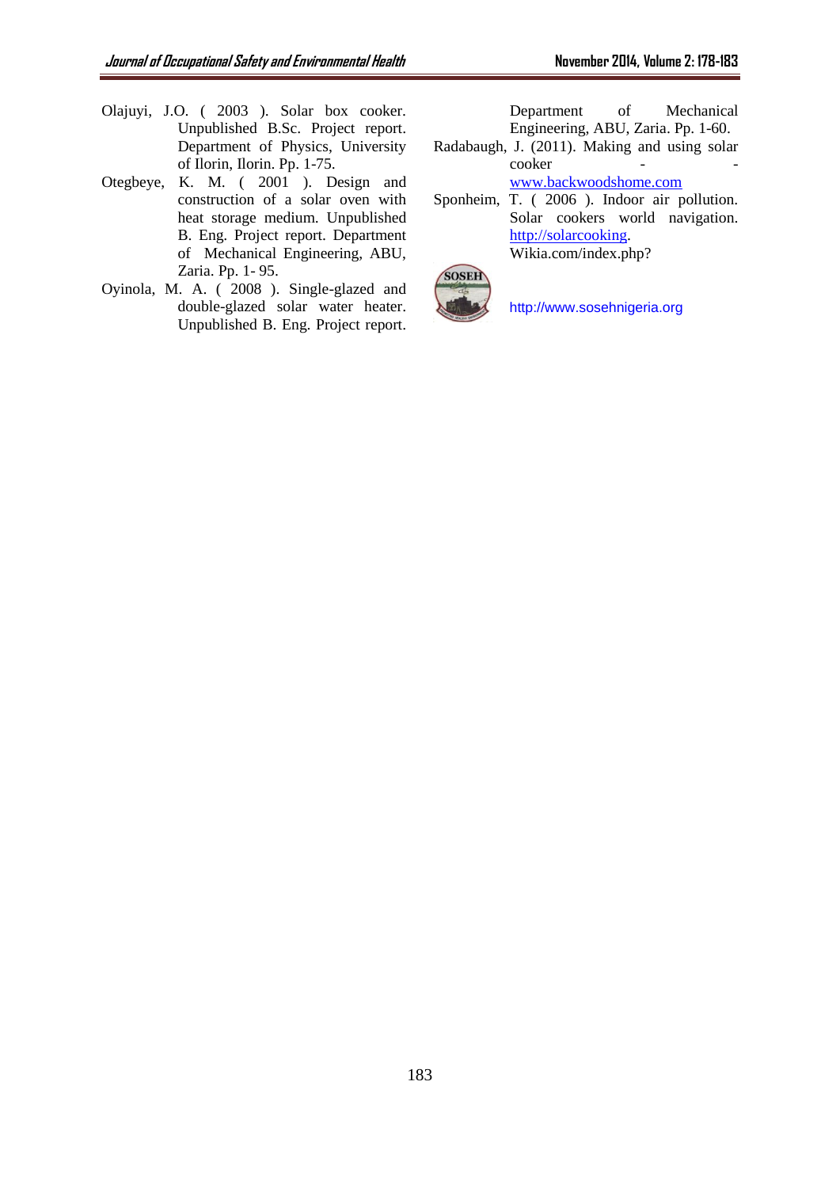Olajuyi, J.O. ( 2003 ). Solar box cooker. Unpublished B.Sc. Project report. Department of Physics, University of Ilorin, Ilorin. Pp. 1-75.

Otegbeye, K. M. ( 2001 ). Design and construction of a solar oven with heat storage medium. Unpublished B. Eng. Project report. Department of Mechanical Engineering, ABU, Zaria. Pp. 1- 95.

Oyinola, M. A. ( 2008 ). Single-glazed and double-glazed solar water heater. Unpublished B. Eng. Project report. Department of Mechanical Engineering, ABU, Zaria. Pp. 1-60.

Radabaugh, J. (2011). Making and using solar cooker - - www.backwoodshome.com

Sponheim, T. ( 2006 ). Indoor air pollution. Solar cookers world navigation. http://solarcooking. Wikia.com/index.php?

http://www.sosehnigeria.org